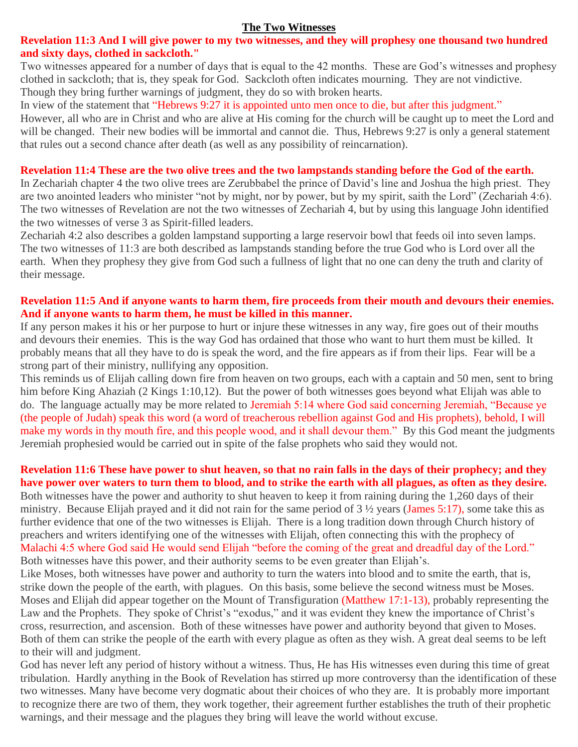# The Two Witnesses

**Revelation 11:3 And I will give power to my two witnesses, and they will prophesy one thousand two hundred and sixty days, clothed in sackcloth."**

Two witnesses appeared for a number of days that is equal to the 42 months. These are God's witnesses and prophesy clothed in sackcloth; that is, they speak for God. Sackcloth often indicates mourning. They are not vindictive. Though they bring further warnings of judgment, they do so with broken hearts.

In view of the statement that "Hebrews 9:27 it is appointed unto men once to die, but after this judgment."

However, all who are in Christ and who are alive at His coming for the church will be caught up to meet the Lord and will be changed. Their new bodies will be immortal and cannot die. Thus, Hebrews 9:27 is only a general statement that rules out a second chance after death (as well as any possibility of reincarnation).

**Revelation 11:4 These are the two olive trees and the two lampstands standing before the God of the earth.**

In Zechariah chapter 4 the two olive trees are Zerubbabel the prince of David's line and Joshua the high priest. They are two anointed leaders who minister "not by might, nor by power, but by my spirit, saith the Lord" (Zechariah 4:6). The two witnesses of Revelation are not the two witnesses of Zechariah 4, but by using this language John identified the two witnesses of verse 3 as Spirit-filled leaders.

Zechariah 4:2 also describes a golden lampstand supporting a large reservoir bowl that feeds oil into seven lamps. The two witnesses of 11:3 are both described as lampstands standing before the true God who is Lord over all the earth. When they prophesy they give from God such a fullness of light that no one can deny the truth and clarity of their message.

**Revelation 11:5 And if anyone wants to harm them, fire proceeds from their mouth and devours their enemies. And if anyone wants to harm them, he must be killed in this manner.**

If any person makes it his or her purpose to hurt or injure these witnesses in any way, fire goes out of their mouths and devours their enemies. This is the way God has ordained that those who want to hurt them must be killed. It probably means that all they have to do is speak the word, and the fire appears as if from their lips. Fear will be a strong part of their ministry, nullifying any opposition.

This reminds us of Elijah calling down fire from heaven on two groups, each with a captain and 50 men, sent to bring him before King Ahaziah (2 Kings 1:10,12). But the power of both witnesses goes beyond what Elijah was able to do. The language actually may be more related to Jeremiah 5:14 where God said concerning Jeremiah, "Because ye (the people of Judah) speak this word (a word of treacherous rebellion against God and His prophets), behold, I will make my words in thy mouth fire, and this people wood, and it shall devour them." By this God meant the judgments Jeremiah prophesied would be carried out in spite of the false prophets who said they would not.

**Revelation 11:6 These have power to shut heaven, so that no rain falls in the days of their prophecy; and they have power over waters to turn them to blood, and to strike the earth with all plagues, as often as they desire.**

Both witnesses have the power and authority to shut heaven to keep it from raining during the 1,260 days of their ministry. Because Elijah prayed and it did not rain for the same period of 3 ½ years (James 5:17), some take this as further evidence that one of the two witnesses is Elijah. There is a long tradition down through Church history of preachers and writers identifying one of the witnesses with Elijah, often connecting this with the prophecy of Malachi 4:5 where God said He would send Elijah "before the coming of the great and dreadful day of the Lord." Both witnesses have this power, and their authority seems to be even greater than Elijah's.

Like Moses, both witnesses have power and authority to turn the waters into blood and to smite the earth, that is, strike down the people of the earth, with plagues. On this basis, some believe the second witness must be Moses. Moses and Elijah did appear together on the Mount of Transfiguration (Matthew 17:1-13), probably representing the Law and the Prophets. They spoke of Christ's "exodus," and it was evident they knew the importance of Christ's cross, resurrection, and ascension. Both of these witnesses have power and authority beyond that given to Moses. Both of them can strike the people of the earth with every plague as often as they wish. A great deal seems to be left to their will and judgment.

God has never left any period of history without a witness. Thus, He has His witnesses even during this time of great tribulation. Hardly anything in the Book of Revelation has stirred up more controversy than the identification of these two witnesses. Many have become very dogmatic about their choices of who they are. It is probably more important to recognize there are two of them, they work together, their agreement further establishes the truth of their prophetic warnings, and their message and the plagues they bring will leave the world without excuse.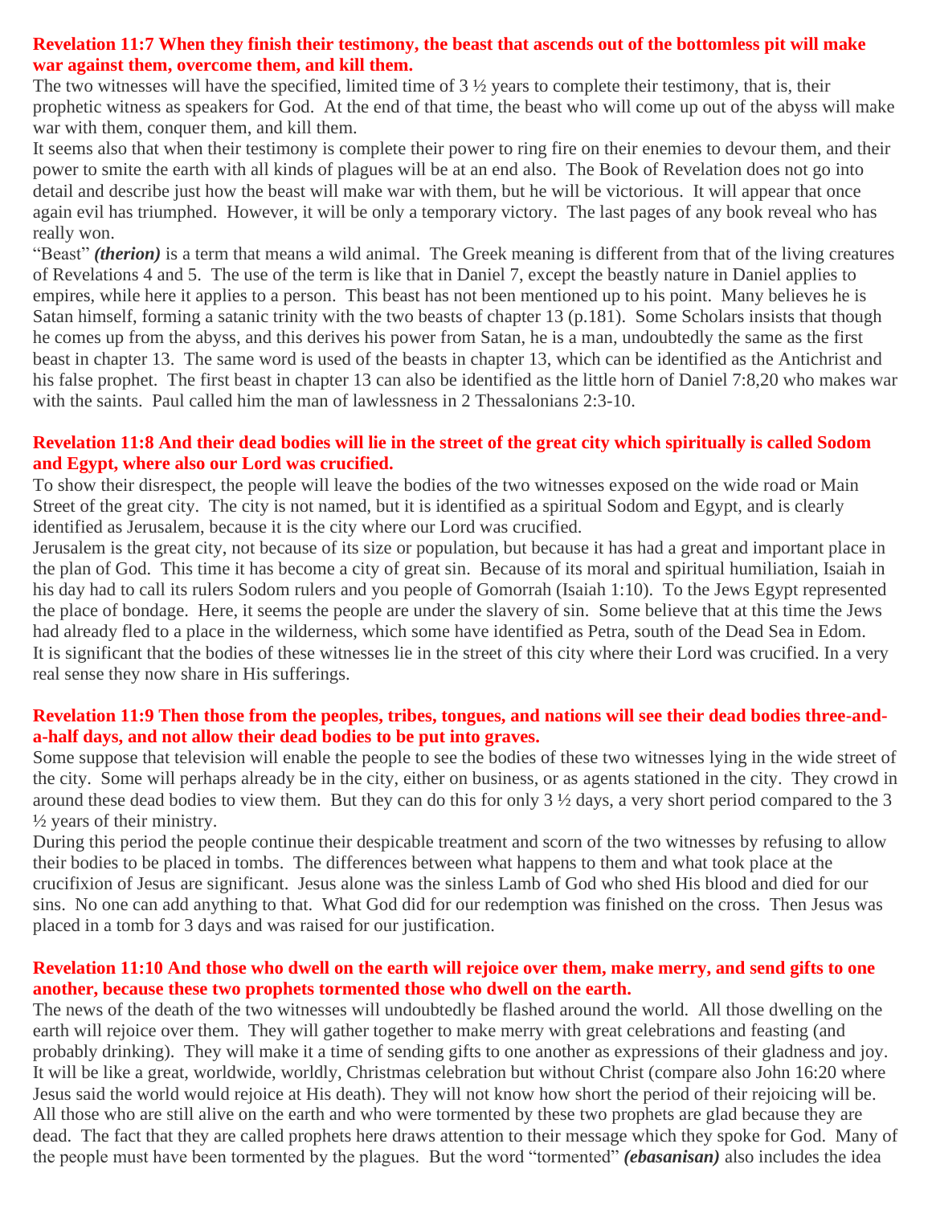**Revelation 11:7 When they finish their testimony, the beast that ascends out of the bottomless pit will make war against them, overcome them, and kill them.**

The two witnesses will have the specified, limited time of 3 ½ years to complete their testimony, that is, their prophetic witness as speakers for God. At the end of that time, the beast who will come up out of the abyss will make war with them, conquer them, and kill them.

It seems also that when their testimony is complete their power to ring fire on their enemies to devour them, and their power to smite the earth with all kinds of plagues will be at an end also. The Book of Revelation does not go into detail and describe just how the beast will make war with them, but he will be victorious. It will appear that once again evil has triumphed. However, it will be only a temporary victory. The last pages of any book reveal who has really won.

"Beast" ***(therion)*** is a term that means a wild animal. The Greek meaning is different from that of the living creatures of Revelations 4 and 5. The use of the term is like that in Daniel 7, except the beastly nature in Daniel applies to empires, while here it applies to a person. This beast has not been mentioned up to his point. Many believes he is Satan himself, forming a satanic trinity with the two beasts of chapter 13 (p.181). Some Scholars insists that though he comes up from the abyss, and this derives his power from Satan, he is a man, undoubtedly the same as the first beast in chapter 13. The same word is used of the beasts in chapter 13, which can be identified as the Antichrist and his false prophet. The first beast in chapter 13 can also be identified as the little horn of Daniel 7:8,20 who makes war with the saints. Paul called him the man of lawlessness in 2 Thessalonians 2:3-10.

**Revelation 11:8 And their dead bodies will lie in the street of the great city which spiritually is called Sodom and Egypt, where also our Lord was crucified.**

To show their disrespect, the people will leave the bodies of the two witnesses exposed on the wide road or Main Street of the great city. The city is not named, but it is identified as a spiritual Sodom and Egypt, and is clearly identified as Jerusalem, because it is the city where our Lord was crucified.

Jerusalem is the great city, not because of its size or population, but because it has had a great and important place in the plan of God. This time it has become a city of great sin. Because of its moral and spiritual humiliation, Isaiah in his day had to call its rulers Sodom rulers and you people of Gomorrah (Isaiah 1:10). To the Jews Egypt represented the place of bondage. Here, it seems the people are under the slavery of sin. Some believe that at this time the Jews had already fled to a place in the wilderness, which some have identified as Petra, south of the Dead Sea in Edom.

It is significant that the bodies of these witnesses lie in the street of this city where their Lord was crucified. In a very real sense they now share in His sufferings.

**Revelation 11:9 Then those from the peoples, tribes, tongues, and nations will see their dead bodies three-and-a-half days, and not allow their dead bodies to be put into graves.**

Some suppose that television will enable the people to see the bodies of these two witnesses lying in the wide street of the city. Some will perhaps already be in the city, either on business, or as agents stationed in the city. They crowd in around these dead bodies to view them. But they can do this for only 3 ½ days, a very short period compared to the 3 ½ years of their ministry.

During this period the people continue their despicable treatment and scorn of the two witnesses by refusing to allow their bodies to be placed in tombs. The differences between what happens to them and what took place at the crucifixion of Jesus are significant. Jesus alone was the sinless Lamb of God who shed His blood and died for our sins. No one can add anything to that. What God did for our redemption was finished on the cross. Then Jesus was placed in a tomb for 3 days and was raised for our justification.

**Revelation 11:10 And those who dwell on the earth will rejoice over them, make merry, and send gifts to one another, because these two prophets tormented those who dwell on the earth.**

The news of the death of the two witnesses will undoubtedly be flashed around the world. All those dwelling on the earth will rejoice over them. They will gather together to make merry with great celebrations and feasting (and probably drinking). They will make it a time of sending gifts to one another as expressions of their gladness and joy. It will be like a great, worldwide, worldly, Christmas celebration but without Christ (compare also John 16:20 where Jesus said the world would rejoice at His death). They will not know how short the period of their rejoicing will be. All those who are still alive on the earth and who were tormented by these two prophets are glad because they are dead. The fact that they are called prophets here draws attention to their message which they spoke for God. Many of the people must have been tormented by the plagues. But the word "tormented" ***(ebasanisan)*** also includes the idea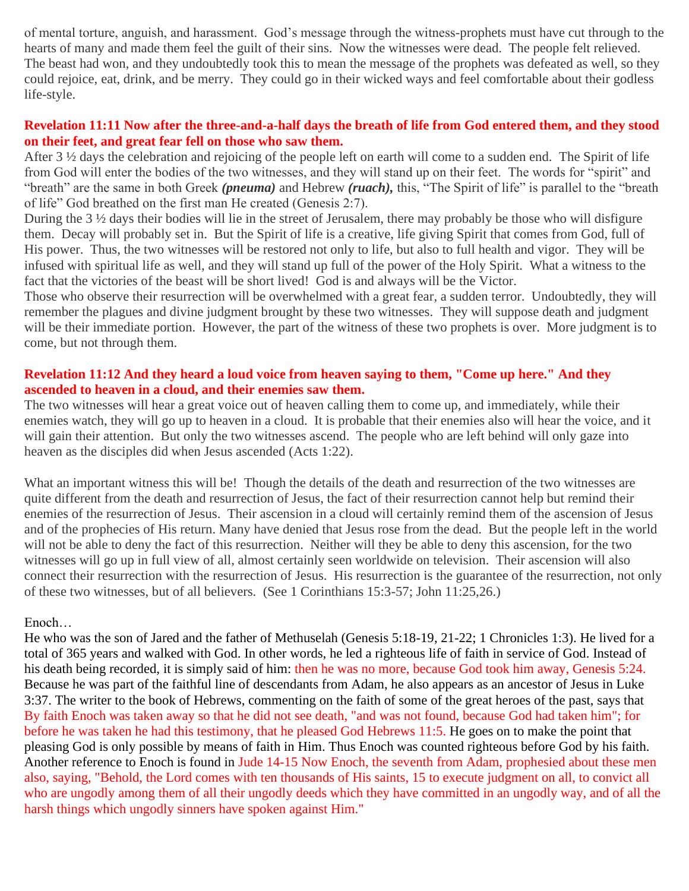of mental torture, anguish, and harassment. God's message through the witness-prophets must have cut through to the hearts of many and made them feel the guilt of their sins. Now the witnesses were dead. The people felt relieved. The beast had won, and they undoubtedly took this to mean the message of the prophets was defeated as well, so they could rejoice, eat, drink, and be merry. They could go in their wicked ways and feel comfortable about their godless life-style.

**Revelation 11:11 Now after the three-and-a-half days the breath of life from God entered them, and they stood on their feet, and great fear fell on those who saw them.**

After 3 ½ days the celebration and rejoicing of the people left on earth will come to a sudden end. The Spirit of life from God will enter the bodies of the two witnesses, and they will stand up on their feet. The words for "spirit" and "breath" are the same in both Greek ***(pneuma)*** and Hebrew ***(ruach),*** this, "The Spirit of life" is parallel to the "breath of life" God breathed on the first man He created (Genesis 2:7).

During the 3 ½ days their bodies will lie in the street of Jerusalem, there may probably be those who will disfigure them. Decay will probably set in. But the Spirit of life is a creative, life giving Spirit that comes from God, full of His power. Thus, the two witnesses will be restored not only to life, but also to full health and vigor. They will be infused with spiritual life as well, and they will stand up full of the power of the Holy Spirit. What a witness to the fact that the victories of the beast will be short lived! God is and always will be the Victor.

Those who observe their resurrection will be overwhelmed with a great fear, a sudden terror. Undoubtedly, they will remember the plagues and divine judgment brought by these two witnesses. They will suppose death and judgment will be their immediate portion. However, the part of the witness of these two prophets is over. More judgment is to come, but not through them.

**Revelation 11:12 And they heard a loud voice from heaven saying to them, "Come up here." And they ascended to heaven in a cloud, and their enemies saw them.**

The two witnesses will hear a great voice out of heaven calling them to come up, and immediately, while their enemies watch, they will go up to heaven in a cloud. It is probable that their enemies also will hear the voice, and it will gain their attention. But only the two witnesses ascend. The people who are left behind will only gaze into heaven as the disciples did when Jesus ascended (Acts 1:22).

What an important witness this will be! Though the details of the death and resurrection of the two witnesses are quite different from the death and resurrection of Jesus, the fact of their resurrection cannot help but remind their enemies of the resurrection of Jesus. Their ascension in a cloud will certainly remind them of the ascension of Jesus and of the prophecies of His return. Many have denied that Jesus rose from the dead. But the people left in the world will not be able to deny the fact of this resurrection. Neither will they be able to deny this ascension, for the two witnesses will go up in full view of all, almost certainly seen worldwide on television. Their ascension will also connect their resurrection with the resurrection of Jesus. His resurrection is the guarantee of the resurrection, not only of these two witnesses, but of all believers. (See 1 Corinthians 15:3-57; John 11:25,26.)

Enoch…

He who was the son of Jared and the father of Methuselah (Genesis 5:18-19, 21-22; 1 Chronicles 1:3). He lived for a total of 365 years and walked with God. In other words, he led a righteous life of faith in service of God. Instead of his death being recorded, it is simply said of him: then he was no more, because God took him away, Genesis 5:24. Because he was part of the faithful line of descendants from Adam, he also appears as an ancestor of Jesus in Luke 3:37. The writer to the book of Hebrews, commenting on the faith of some of the great heroes of the past, says that By faith Enoch was taken away so that he did not see death, "and was not found, because God had taken him"; for before he was taken he had this testimony, that he pleased God Hebrews 11:5. He goes on to make the point that pleasing God is only possible by means of faith in Him. Thus Enoch was counted righteous before God by his faith. Another reference to Enoch is found in Jude 14-15 Now Enoch, the seventh from Adam, prophesied about these men also, saying, "Behold, the Lord comes with ten thousands of His saints, 15 to execute judgment on all, to convict all who are ungodly among them of all their ungodly deeds which they have committed in an ungodly way, and of all the harsh things which ungodly sinners have spoken against Him."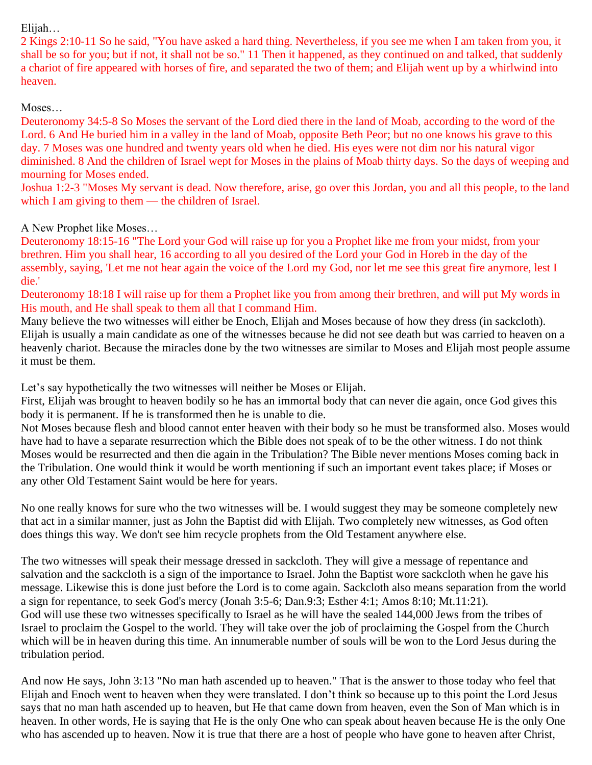Elijah…

2 Kings 2:10-11 So he said, "You have asked a hard thing. Nevertheless, if you see me when I am taken from you, it shall be so for you; but if not, it shall not be so." 11 Then it happened, as they continued on and talked, that suddenly a chariot of fire appeared with horses of fire, and separated the two of them; and Elijah went up by a whirlwind into heaven.

Moses…

Deuteronomy 34:5-8 So Moses the servant of the Lord died there in the land of Moab, according to the word of the Lord. 6 And He buried him in a valley in the land of Moab, opposite Beth Peor; but no one knows his grave to this day. 7 Moses was one hundred and twenty years old when he died. His eyes were not dim nor his natural vigor diminished. 8 And the children of Israel wept for Moses in the plains of Moab thirty days. So the days of weeping and mourning for Moses ended.

Joshua 1:2-3 "Moses My servant is dead. Now therefore, arise, go over this Jordan, you and all this people, to the land which I am giving to them — the children of Israel.

A New Prophet like Moses…

Deuteronomy 18:15-16 "The Lord your God will raise up for you a Prophet like me from your midst, from your brethren. Him you shall hear, 16 according to all you desired of the Lord your God in Horeb in the day of the assembly, saying, 'Let me not hear again the voice of the Lord my God, nor let me see this great fire anymore, lest I die.'

Deuteronomy 18:18 I will raise up for them a Prophet like you from among their brethren, and will put My words in His mouth, and He shall speak to them all that I command Him.

Many believe the two witnesses will either be Enoch, Elijah and Moses because of how they dress (in sackcloth). Elijah is usually a main candidate as one of the witnesses because he did not see death but was carried to heaven on a heavenly chariot. Because the miracles done by the two witnesses are similar to Moses and Elijah most people assume it must be them.

Let's say hypothetically the two witnesses will neither be Moses or Elijah.

First, Elijah was brought to heaven bodily so he has an immortal body that can never die again, once God gives this body it is permanent. If he is transformed then he is unable to die.

Not Moses because flesh and blood cannot enter heaven with their body so he must be transformed also. Moses would have had to have a separate resurrection which the Bible does not speak of to be the other witness. I do not think Moses would be resurrected and then die again in the Tribulation? The Bible never mentions Moses coming back in the Tribulation. One would think it would be worth mentioning if such an important event takes place; if Moses or any other Old Testament Saint would be here for years.

No one really knows for sure who the two witnesses will be. I would suggest they may be someone completely new that act in a similar manner, just as John the Baptist did with Elijah. Two completely new witnesses, as God often does things this way. We don't see him recycle prophets from the Old Testament anywhere else.

The two witnesses will speak their message dressed in sackcloth. They will give a message of repentance and salvation and the sackcloth is a sign of the importance to Israel. John the Baptist wore sackcloth when he gave his message. Likewise this is done just before the Lord is to come again. Sackcloth also means separation from the world a sign for repentance, to seek God's mercy (Jonah 3:5-6; Dan.9:3; Esther 4:1; Amos 8:10; Mt.11:21).

God will use these two witnesses specifically to Israel as he will have the sealed 144,000 Jews from the tribes of Israel to proclaim the Gospel to the world. They will take over the job of proclaiming the Gospel from the Church which will be in heaven during this time. An innumerable number of souls will be won to the Lord Jesus during the tribulation period.

And now He says, John 3:13 "No man hath ascended up to heaven." That is the answer to those today who feel that Elijah and Enoch went to heaven when they were translated. I don't think so because up to this point the Lord Jesus says that no man hath ascended up to heaven, but He that came down from heaven, even the Son of Man which is in heaven. In other words, He is saying that He is the only One who can speak about heaven because He is the only One who has ascended up to heaven. Now it is true that there are a host of people who have gone to heaven after Christ,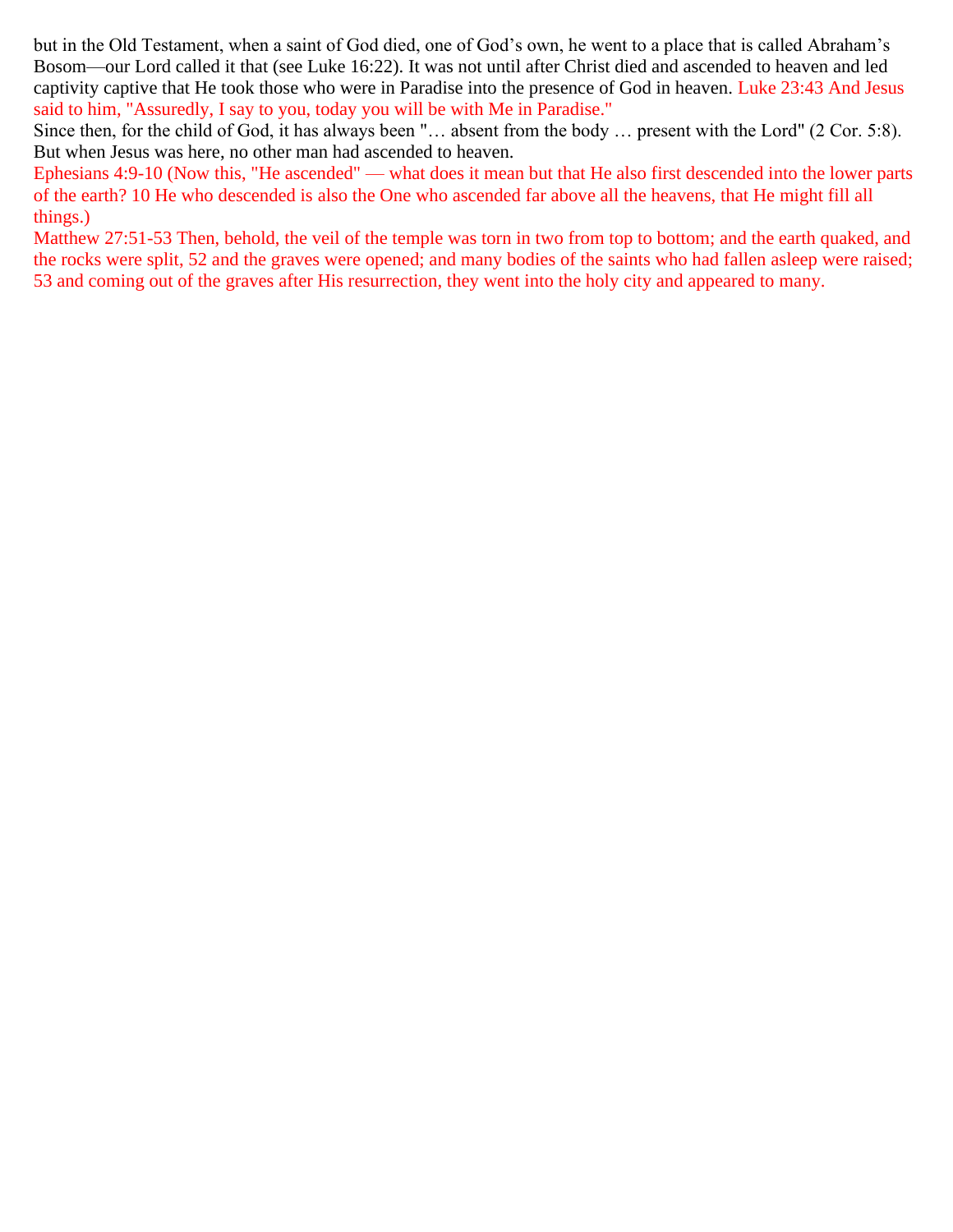but in the Old Testament, when a saint of God died, one of God's own, he went to a place that is called Abraham's Bosom—our Lord called it that (see Luke 16:22). It was not until after Christ died and ascended to heaven and led captivity captive that He took those who were in Paradise into the presence of God in heaven. Luke 23:43 And Jesus said to him, "Assuredly, I say to you, today you will be with Me in Paradise."

Since then, for the child of God, it has always been "… absent from the body … present with the Lord" (2 Cor. 5:8). But when Jesus was here, no other man had ascended to heaven.

Ephesians 4:9-10 (Now this, "He ascended" — what does it mean but that He also first descended into the lower parts of the earth? 10 He who descended is also the One who ascended far above all the heavens, that He might fill all things.)

Matthew 27:51-53 Then, behold, the veil of the temple was torn in two from top to bottom; and the earth quaked, and the rocks were split, 52 and the graves were opened; and many bodies of the saints who had fallen asleep were raised; 53 and coming out of the graves after His resurrection, they went into the holy city and appeared to many.